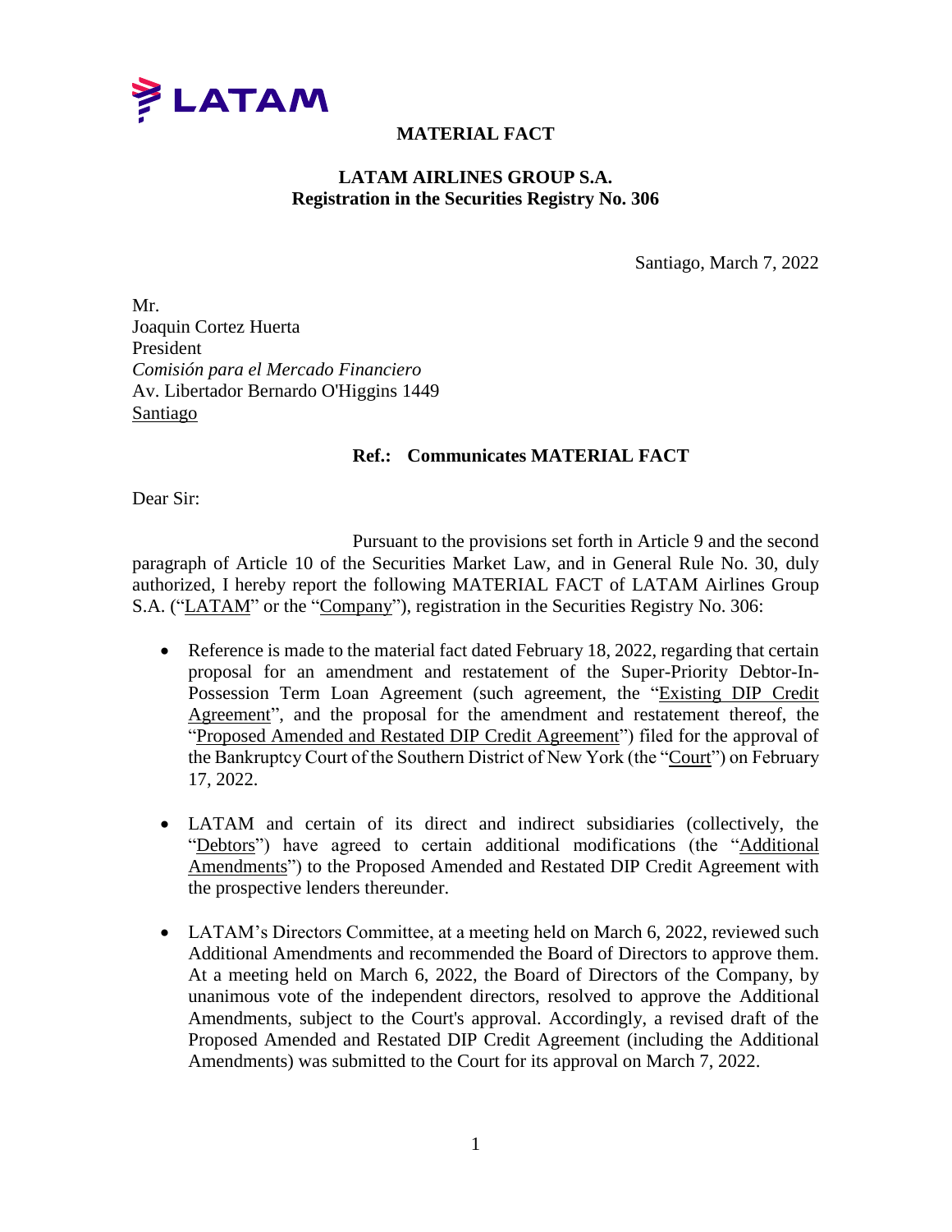LATAM

# MATERIAL FACT

## LATAM AIRLINES GROUP S.A.
## Registration in the Securities Registry No. 306

Santiago, March 7, 2022

Mr.
Joaquin Cortez Huerta
President
*Comisión para el Mercado Financiero*
Av. Libertador Bernardo O'Higgins 1449
Santiago

**Ref.: Communicates MATERIAL FACT**

Dear Sir:

Pursuant to the provisions set forth in Article 9 and the second paragraph of Article 10 of the Securities Market Law, and in General Rule No. 30, duly authorized, I hereby report the following MATERIAL FACT of LATAM Airlines Group S.A. ("LATAM" or the "Company"), registration in the Securities Registry No. 306:

- Reference is made to the material fact dated February 18, 2022, regarding that certain proposal for an amendment and restatement of the Super-Priority Debtor-In-Possession Term Loan Agreement (such agreement, the "Existing DIP Credit Agreement", and the proposal for the amendment and restatement thereof, the "Proposed Amended and Restated DIP Credit Agreement") filed for the approval of the Bankruptcy Court of the Southern District of New York (the "Court") on February 17, 2022.

- LATAM and certain of its direct and indirect subsidiaries (collectively, the "Debtors") have agreed to certain additional modifications (the "Additional Amendments") to the Proposed Amended and Restated DIP Credit Agreement with the prospective lenders thereunder.

- LATAM's Directors Committee, at a meeting held on March 6, 2022, reviewed such Additional Amendments and recommended the Board of Directors to approve them. At a meeting held on March 6, 2022, the Board of Directors of the Company, by unanimous vote of the independent directors, resolved to approve the Additional Amendments, subject to the Court's approval. Accordingly, a revised draft of the Proposed Amended and Restated DIP Credit Agreement (including the Additional Amendments) was submitted to the Court for its approval on March 7, 2022.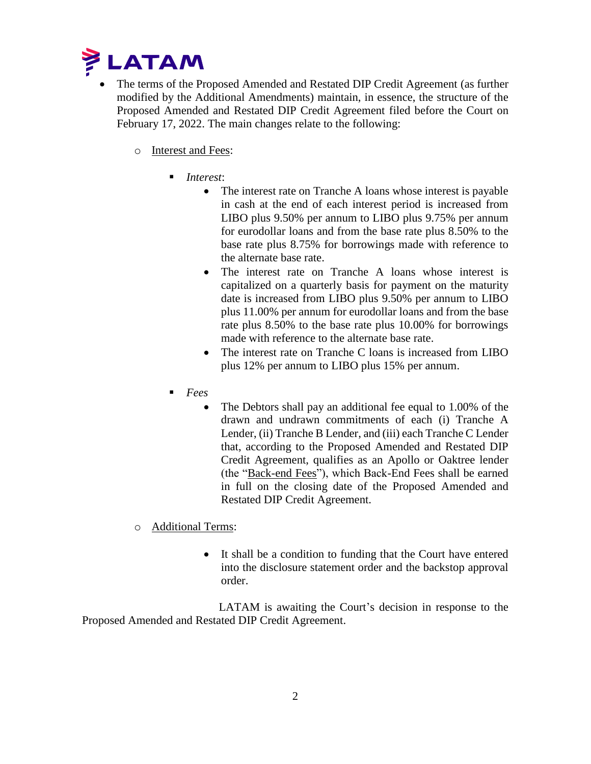- The terms of the Proposed Amended and Restated DIP Credit Agreement (as further modified by the Additional Amendments) maintain, in essence, the structure of the Proposed Amended and Restated DIP Credit Agreement filed before the Court on February 17, 2022. The main changes relate to the following:

  - Interest and Fees:

    - *Interest*:
      - The interest rate on Tranche A loans whose interest is payable in cash at the end of each interest period is increased from LIBO plus 9.50% per annum to LIBO plus 9.75% per annum for eurodollar loans and from the base rate plus 8.50% to the base rate plus 8.75% for borrowings made with reference to the alternate base rate.
      - The interest rate on Tranche A loans whose interest is capitalized on a quarterly basis for payment on the maturity date is increased from LIBO plus 9.50% per annum to LIBO plus 11.00% per annum for eurodollar loans and from the base rate plus 8.50% to the base rate plus 10.00% for borrowings made with reference to the alternate base rate.
      - The interest rate on Tranche C loans is increased from LIBO plus 12% per annum to LIBO plus 15% per annum.

    - *Fees*
      - The Debtors shall pay an additional fee equal to 1.00% of the drawn and undrawn commitments of each (i) Tranche A Lender, (ii) Tranche B Lender, and (iii) each Tranche C Lender that, according to the Proposed Amended and Restated DIP Credit Agreement, qualifies as an Apollo or Oaktree lender (the "Back-end Fees"), which Back-End Fees shall be earned in full on the closing date of the Proposed Amended and Restated DIP Credit Agreement.

  - Additional Terms:

      - It shall be a condition to funding that the Court have entered into the disclosure statement order and the backstop approval order.

LATAM is awaiting the Court's decision in response to the Proposed Amended and Restated DIP Credit Agreement.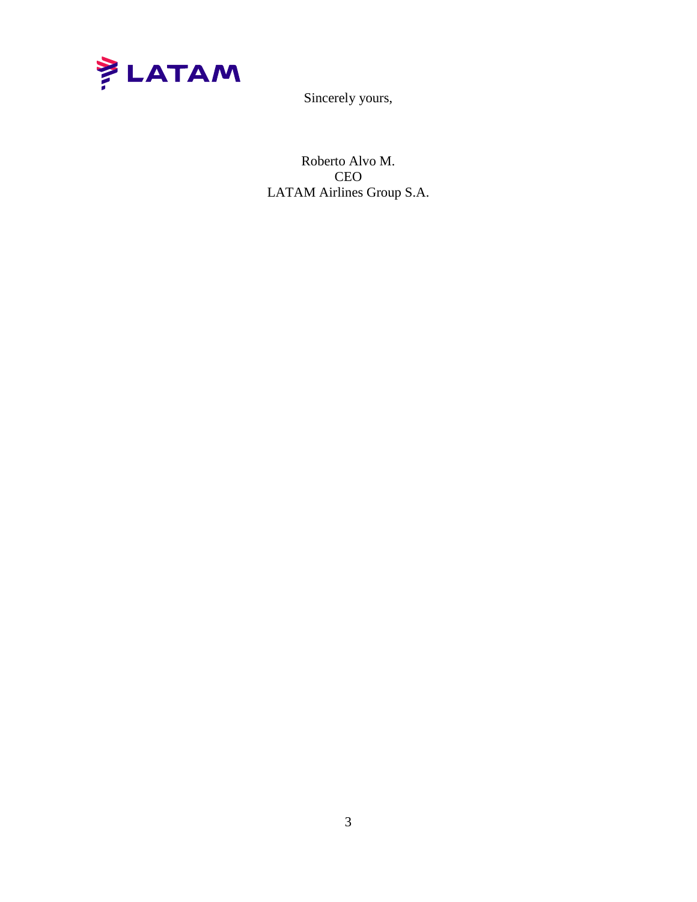Sincerely yours,

Roberto Alvo M.
CEO
LATAM Airlines Group S.A.